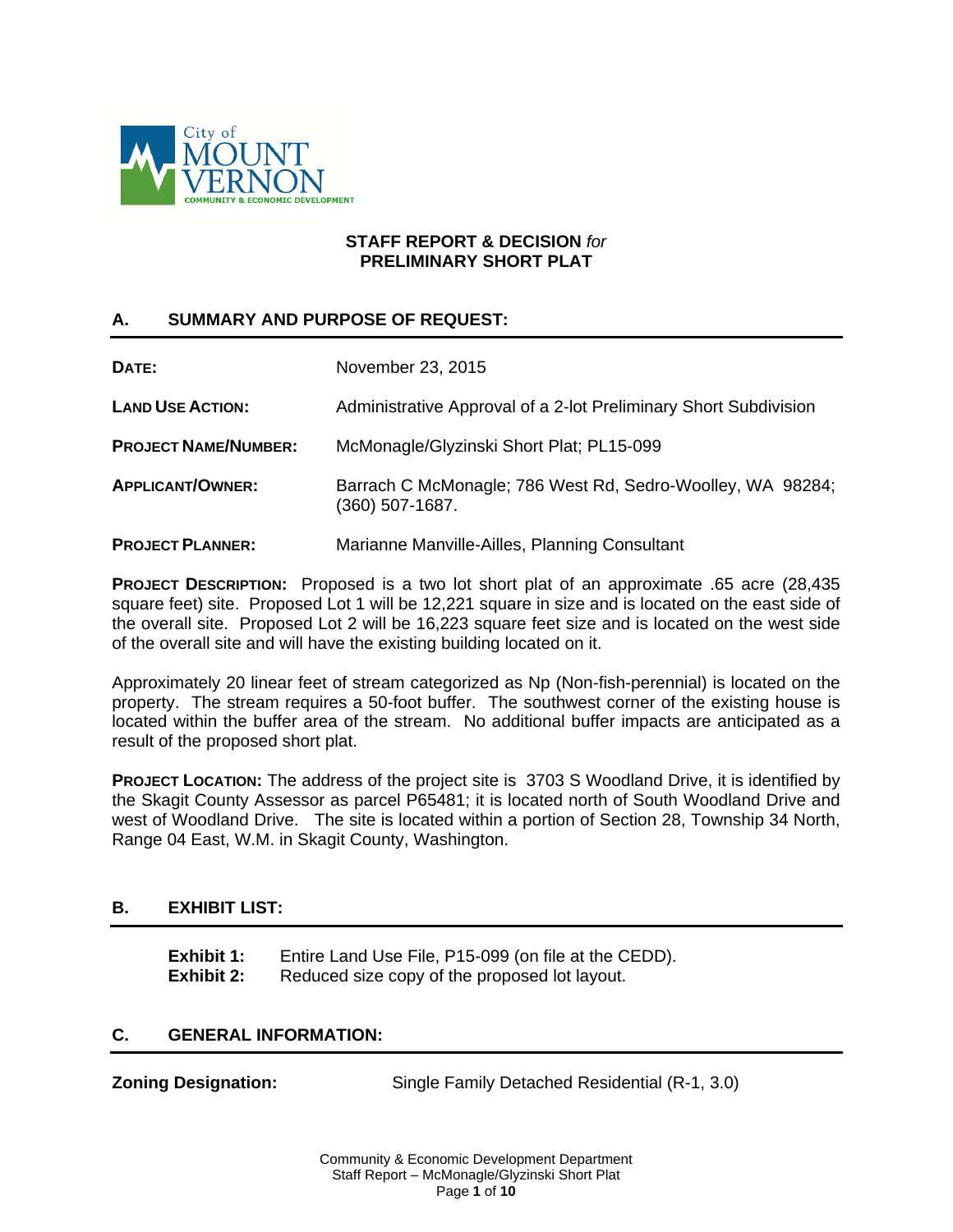City of MOUNT VERNON
COMMUNITY & ECONOMIC DEVELOPMENT

**STAFF REPORT & DECISION** *for*
**PRELIMINARY SHORT PLAT**

## A. SUMMARY AND PURPOSE OF REQUEST:

| | |
|---|---|
| **DATE:** | November 23, 2015 |
| **LAND USE ACTION:** | Administrative Approval of a 2-lot Preliminary Short Subdivision |
| **PROJECT NAME/NUMBER:** | McMonagle/Glyzinski Short Plat; PL15-099 |
| **APPLICANT/OWNER:** | Barrach C McMonagle; 786 West Rd, Sedro-Woolley, WA 98284; (360) 507-1687. |
| **PROJECT PLANNER:** | Marianne Manville-Ailles, Planning Consultant |

**PROJECT DESCRIPTION:** Proposed is a two lot short plat of an approximate .65 acre (28,435 square feet) site. Proposed Lot 1 will be 12,221 square in size and is located on the east side of the overall site. Proposed Lot 2 will be 16,223 square feet size and is located on the west side of the overall site and will have the existing building located on it.

Approximately 20 linear feet of stream categorized as Np (Non-fish-perennial) is located on the property. The stream requires a 50-foot buffer. The southwest corner of the existing house is located within the buffer area of the stream. No additional buffer impacts are anticipated as a result of the proposed short plat.

**PROJECT LOCATION:** The address of the project site is 3703 S Woodland Drive, it is identified by the Skagit County Assessor as parcel P65481; it is located north of South Woodland Drive and west of Woodland Drive. The site is located within a portion of Section 28, Township 34 North, Range 04 East, W.M. in Skagit County, Washington.

## B. EXHIBIT LIST:

**Exhibit 1:** Entire Land Use File, P15-099 (on file at the CEDD).
**Exhibit 2:** Reduced size copy of the proposed lot layout.

## C. GENERAL INFORMATION:

**Zoning Designation:** Single Family Detached Residential (R-1, 3.0)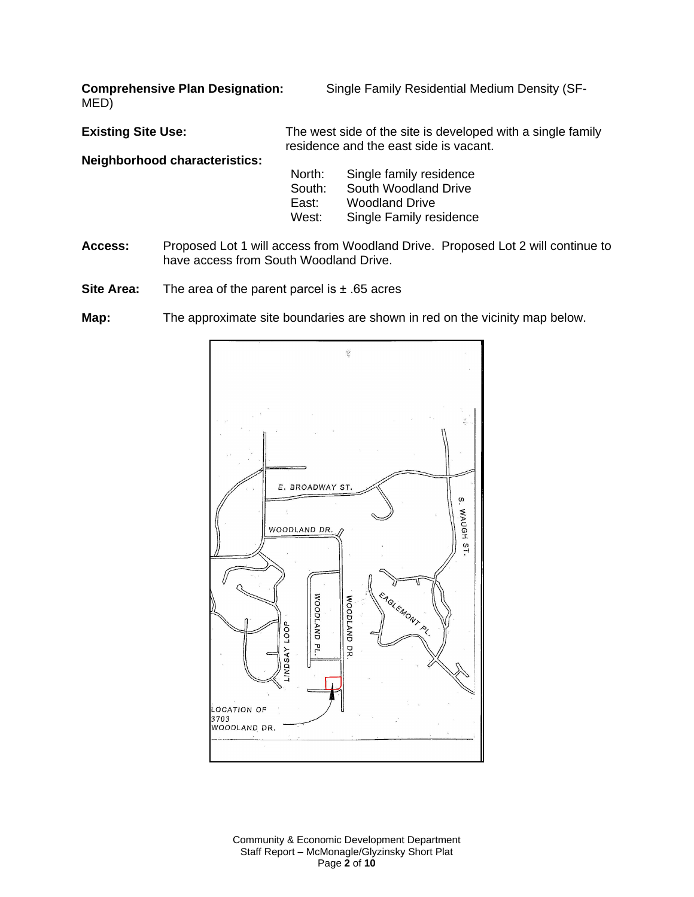**Comprehensive Plan Designation:** Single Family Residential Medium Density (SF-MED)

**Existing Site Use:** The west side of the site is developed with a single family residence and the east side is vacant.

**Neighborhood characteristics:**

| | |
|---|---|
| North: | Single family residence |
| South: | South Woodland Drive |
| East: | Woodland Drive |
| West: | Single Family residence |

**Access:** Proposed Lot 1 will access from Woodland Drive. Proposed Lot 2 will continue to have access from South Woodland Drive.

**Site Area:** The area of the parent parcel is ± .65 acres

**Map:** The approximate site boundaries are shown in red on the vicinity map below.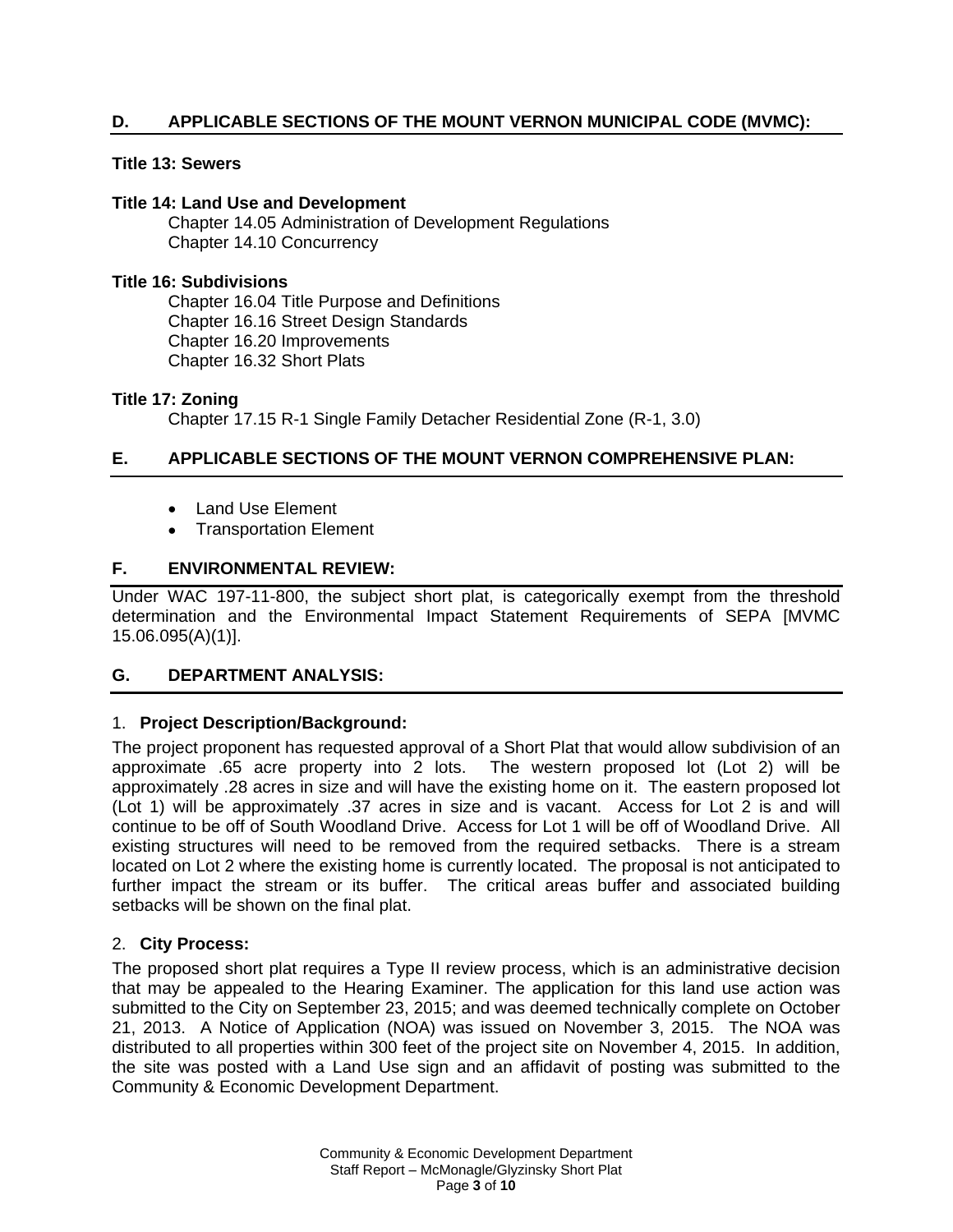## D. APPLICABLE SECTIONS OF THE MOUNT VERNON MUNICIPAL CODE (MVMC):

**Title 13: Sewers**

**Title 14: Land Use and Development**

Chapter 14.05 Administration of Development Regulations
Chapter 14.10 Concurrency

**Title 16: Subdivisions**

Chapter 16.04 Title Purpose and Definitions
Chapter 16.16 Street Design Standards
Chapter 16.20 Improvements
Chapter 16.32 Short Plats

**Title 17: Zoning**

Chapter 17.15 R-1 Single Family Detacher Residential Zone (R-1, 3.0)

## E. APPLICABLE SECTIONS OF THE MOUNT VERNON COMPREHENSIVE PLAN:

- Land Use Element
- Transportation Element

## F. ENVIRONMENTAL REVIEW:

Under WAC 197-11-800, the subject short plat, is categorically exempt from the threshold determination and the Environmental Impact Statement Requirements of SEPA [MVMC 15.06.095(A)(1)].

## G. DEPARTMENT ANALYSIS:

### 1. Project Description/Background:

The project proponent has requested approval of a Short Plat that would allow subdivision of an approximate .65 acre property into 2 lots. The western proposed lot (Lot 2) will be approximately .28 acres in size and will have the existing home on it. The eastern proposed lot (Lot 1) will be approximately .37 acres in size and is vacant. Access for Lot 2 is and will continue to be off of South Woodland Drive. Access for Lot 1 will be off of Woodland Drive. All existing structures will need to be removed from the required setbacks. There is a stream located on Lot 2 where the existing home is currently located. The proposal is not anticipated to further impact the stream or its buffer. The critical areas buffer and associated building setbacks will be shown on the final plat.

### 2. City Process:

The proposed short plat requires a Type II review process, which is an administrative decision that may be appealed to the Hearing Examiner. The application for this land use action was submitted to the City on September 23, 2015; and was deemed technically complete on October 21, 2013. A Notice of Application (NOA) was issued on November 3, 2015. The NOA was distributed to all properties within 300 feet of the project site on November 4, 2015. In addition, the site was posted with a Land Use sign and an affidavit of posting was submitted to the Community & Economic Development Department.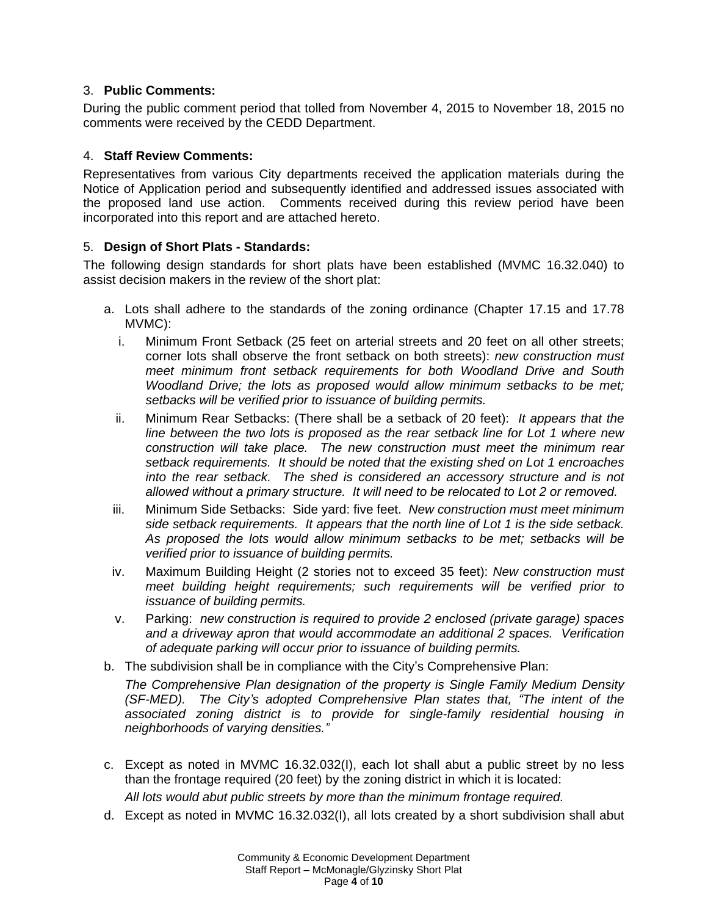3. **Public Comments:**

During the public comment period that tolled from November 4, 2015 to November 18, 2015 no comments were received by the CEDD Department.

4. **Staff Review Comments:**

Representatives from various City departments received the application materials during the Notice of Application period and subsequently identified and addressed issues associated with the proposed land use action. Comments received during this review period have been incorporated into this report and are attached hereto.

5. **Design of Short Plats - Standards:**

The following design standards for short plats have been established (MVMC 16.32.040) to assist decision makers in the review of the short plat:

a. Lots shall adhere to the standards of the zoning ordinance (Chapter 17.15 and 17.78 MVMC):

   i. Minimum Front Setback (25 feet on arterial streets and 20 feet on all other streets; corner lots shall observe the front setback on both streets): *new construction must meet minimum front setback requirements for both Woodland Drive and South Woodland Drive; the lots as proposed would allow minimum setbacks to be met; setbacks will be verified prior to issuance of building permits.*

   ii. Minimum Rear Setbacks: (There shall be a setback of 20 feet): *It appears that the line between the two lots is proposed as the rear setback line for Lot 1 where new construction will take place. The new construction must meet the minimum rear setback requirements. It should be noted that the existing shed on Lot 1 encroaches into the rear setback. The shed is considered an accessory structure and is not allowed without a primary structure. It will need to be relocated to Lot 2 or removed.*

   iii. Minimum Side Setbacks: Side yard: five feet. *New construction must meet minimum side setback requirements. It appears that the north line of Lot 1 is the side setback. As proposed the lots would allow minimum setbacks to be met; setbacks will be verified prior to issuance of building permits.*

   iv. Maximum Building Height (2 stories not to exceed 35 feet): *New construction must meet building height requirements; such requirements will be verified prior to issuance of building permits.*

   v. Parking: *new construction is required to provide 2 enclosed (private garage) spaces and a driveway apron that would accommodate an additional 2 spaces. Verification of adequate parking will occur prior to issuance of building permits.*

b. The subdivision shall be in compliance with the City's Comprehensive Plan:

   *The Comprehensive Plan designation of the property is Single Family Medium Density (SF-MED). The City's adopted Comprehensive Plan states that, "The intent of the associated zoning district is to provide for single-family residential housing in neighborhoods of varying densities."*

c. Except as noted in MVMC 16.32.032(I), each lot shall abut a public street by no less than the frontage required (20 feet) by the zoning district in which it is located:

   *All lots would abut public streets by more than the minimum frontage required.*

d. Except as noted in MVMC 16.32.032(I), all lots created by a short subdivision shall abut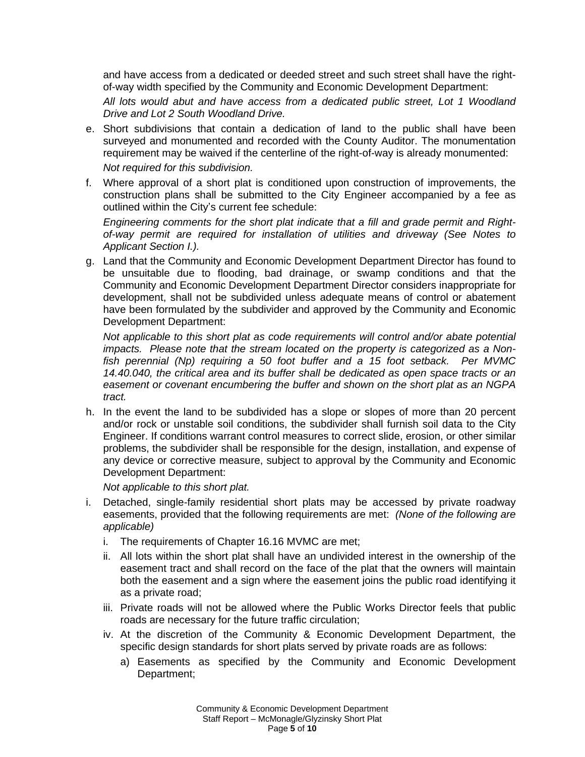and have access from a dedicated or deeded street and such street shall have the right-of-way width specified by the Community and Economic Development Department:

*All lots would abut and have access from a dedicated public street, Lot 1 Woodland Drive and Lot 2 South Woodland Drive.*

e. Short subdivisions that contain a dedication of land to the public shall have been surveyed and monumented and recorded with the County Auditor. The monumentation requirement may be waived if the centerline of the right-of-way is already monumented:

   *Not required for this subdivision.*

f. Where approval of a short plat is conditioned upon construction of improvements, the construction plans shall be submitted to the City Engineer accompanied by a fee as outlined within the City's current fee schedule:

   *Engineering comments for the short plat indicate that a fill and grade permit and Right-of-way permit are required for installation of utilities and driveway (See Notes to Applicant Section I.).*

g. Land that the Community and Economic Development Department Director has found to be unsuitable due to flooding, bad drainage, or swamp conditions and that the Community and Economic Development Department Director considers inappropriate for development, shall not be subdivided unless adequate means of control or abatement have been formulated by the subdivider and approved by the Community and Economic Development Department:

   *Not applicable to this short plat as code requirements will control and/or abate potential impacts. Please note that the stream located on the property is categorized as a Non-fish perennial (Np) requiring a 50 foot buffer and a 15 foot setback. Per MVMC 14.40.040, the critical area and its buffer shall be dedicated as open space tracts or an easement or covenant encumbering the buffer and shown on the short plat as an NGPA tract.*

h. In the event the land to be subdivided has a slope or slopes of more than 20 percent and/or rock or unstable soil conditions, the subdivider shall furnish soil data to the City Engineer. If conditions warrant control measures to correct slide, erosion, or other similar problems, the subdivider shall be responsible for the design, installation, and expense of any device or corrective measure, subject to approval by the Community and Economic Development Department:

   *Not applicable to this short plat.*

i. Detached, single-family residential short plats may be accessed by private roadway easements, provided that the following requirements are met: *(None of the following are applicable)*

   i. The requirements of Chapter 16.16 MVMC are met;

   ii. All lots within the short plat shall have an undivided interest in the ownership of the easement tract and shall record on the face of the plat that the owners will maintain both the easement and a sign where the easement joins the public road identifying it as a private road;

   iii. Private roads will not be allowed where the Public Works Director feels that public roads are necessary for the future traffic circulation;

   iv. At the discretion of the Community & Economic Development Department, the specific design standards for short plats served by private roads are as follows:

      a) Easements as specified by the Community and Economic Development Department;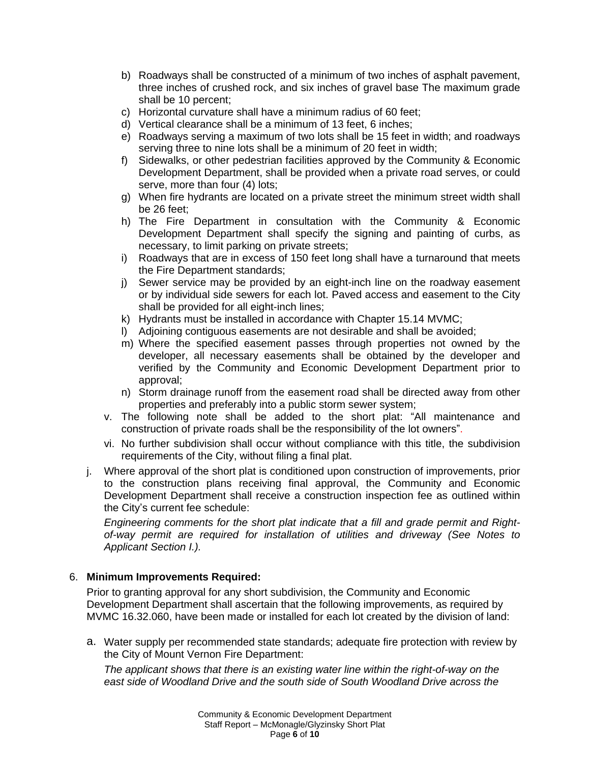b) Roadways shall be constructed of a minimum of two inches of asphalt pavement, three inches of crushed rock, and six inches of gravel base The maximum grade shall be 10 percent;
c) Horizontal curvature shall have a minimum radius of 60 feet;
d) Vertical clearance shall be a minimum of 13 feet, 6 inches;
e) Roadways serving a maximum of two lots shall be 15 feet in width; and roadways serving three to nine lots shall be a minimum of 20 feet in width;
f) Sidewalks, or other pedestrian facilities approved by the Community & Economic Development Department, shall be provided when a private road serves, or could serve, more than four (4) lots;
g) When fire hydrants are located on a private street the minimum street width shall be 26 feet;
h) The Fire Department in consultation with the Community & Economic Development Department shall specify the signing and painting of curbs, as necessary, to limit parking on private streets;
i) Roadways that are in excess of 150 feet long shall have a turnaround that meets the Fire Department standards;
j) Sewer service may be provided by an eight-inch line on the roadway easement or by individual side sewers for each lot. Paved access and easement to the City shall be provided for all eight-inch lines;
k) Hydrants must be installed in accordance with Chapter 15.14 MVMC;
l) Adjoining contiguous easements are not desirable and shall be avoided;
m) Where the specified easement passes through properties not owned by the developer, all necessary easements shall be obtained by the developer and verified by the Community and Economic Development Department prior to approval;
n) Storm drainage runoff from the easement road shall be directed away from other properties and preferably into a public storm sewer system;

v. The following note shall be added to the short plat: "All maintenance and construction of private roads shall be the responsibility of the lot owners".

vi. No further subdivision shall occur without compliance with this title, the subdivision requirements of the City, without filing a final plat.

j. Where approval of the short plat is conditioned upon construction of improvements, prior to the construction plans receiving final approval, the Community and Economic Development Department shall receive a construction inspection fee as outlined within the City's current fee schedule:

*Engineering comments for the short plat indicate that a fill and grade permit and Right-of-way permit are required for installation of utilities and driveway (See Notes to Applicant Section I.).*

6. **Minimum Improvements Required:**

Prior to granting approval for any short subdivision, the Community and Economic Development Department shall ascertain that the following improvements, as required by MVMC 16.32.060, have been made or installed for each lot created by the division of land:

a. Water supply per recommended state standards; adequate fire protection with review by the City of Mount Vernon Fire Department:

*The applicant shows that there is an existing water line within the right-of-way on the east side of Woodland Drive and the south side of South Woodland Drive across the*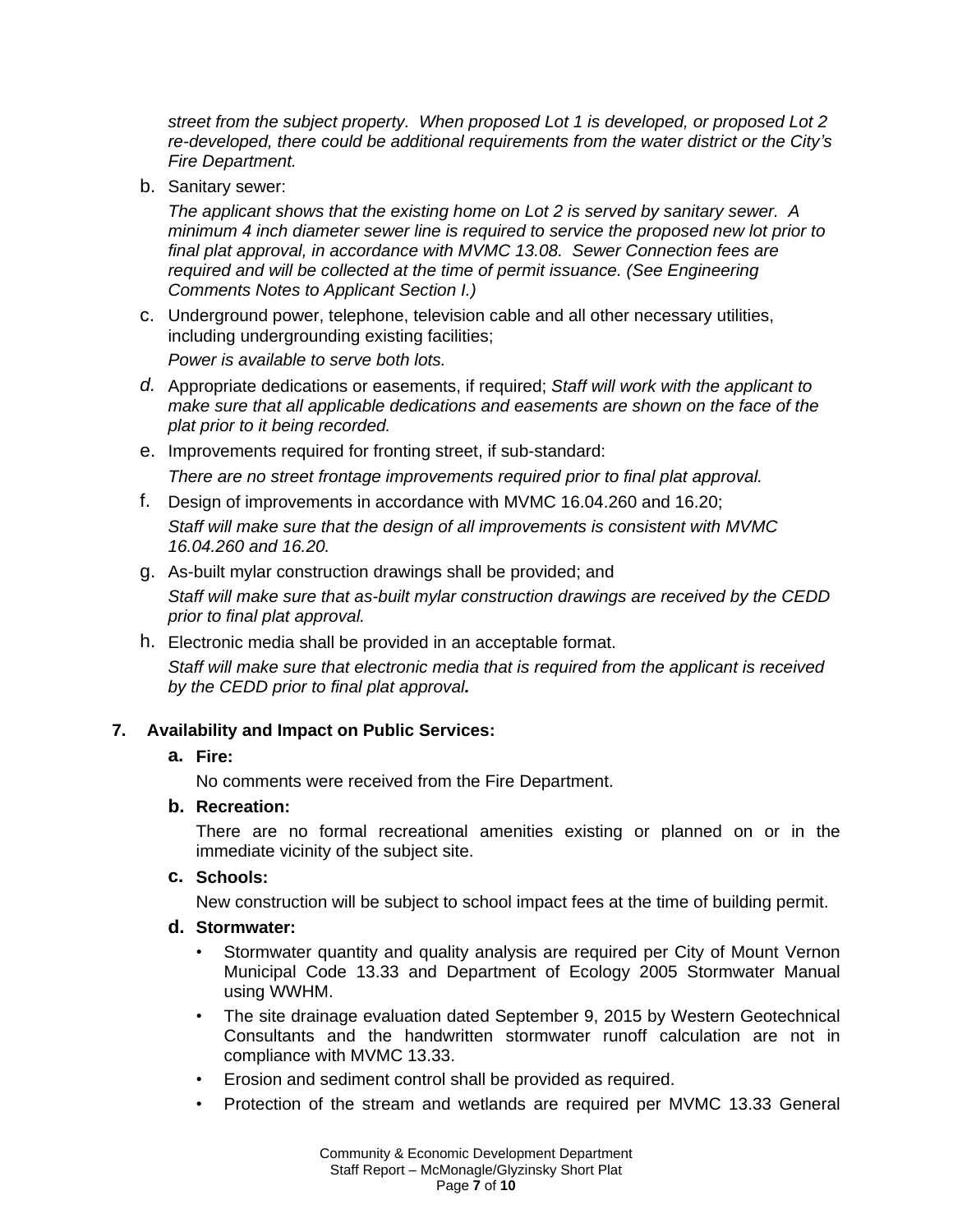*street from the subject property. When proposed Lot 1 is developed, or proposed Lot 2 re-developed, there could be additional requirements from the water district or the City's Fire Department.*

b. Sanitary sewer:

*The applicant shows that the existing home on Lot 2 is served by sanitary sewer. A minimum 4 inch diameter sewer line is required to service the proposed new lot prior to final plat approval, in accordance with MVMC 13.08. Sewer Connection fees are required and will be collected at the time of permit issuance. (See Engineering Comments Notes to Applicant Section I.)*

c. Underground power, telephone, television cable and all other necessary utilities, including undergrounding existing facilities;

*Power is available to serve both lots.*

d. Appropriate dedications or easements, if required; *Staff will work with the applicant to make sure that all applicable dedications and easements are shown on the face of the plat prior to it being recorded.*

e. Improvements required for fronting street, if sub-standard:

*There are no street frontage improvements required prior to final plat approval.*

f. Design of improvements in accordance with MVMC 16.04.260 and 16.20;

*Staff will make sure that the design of all improvements is consistent with MVMC 16.04.260 and 16.20.*

g. As-built mylar construction drawings shall be provided; and

*Staff will make sure that as-built mylar construction drawings are received by the CEDD prior to final plat approval.*

h. Electronic media shall be provided in an acceptable format.

*Staff will make sure that electronic media that is required from the applicant is received by the CEDD prior to final plat approval.*

**7. Availability and Impact on Public Services:**

**a. Fire:**

No comments were received from the Fire Department.

**b. Recreation:**

There are no formal recreational amenities existing or planned on or in the immediate vicinity of the subject site.

**c. Schools:**

New construction will be subject to school impact fees at the time of building permit.

**d. Stormwater:**

- Stormwater quantity and quality analysis are required per City of Mount Vernon Municipal Code 13.33 and Department of Ecology 2005 Stormwater Manual using WWHM.
- The site drainage evaluation dated September 9, 2015 by Western Geotechnical Consultants and the handwritten stormwater runoff calculation are not in compliance with MVMC 13.33.
- Erosion and sediment control shall be provided as required.
- Protection of the stream and wetlands are required per MVMC 13.33 General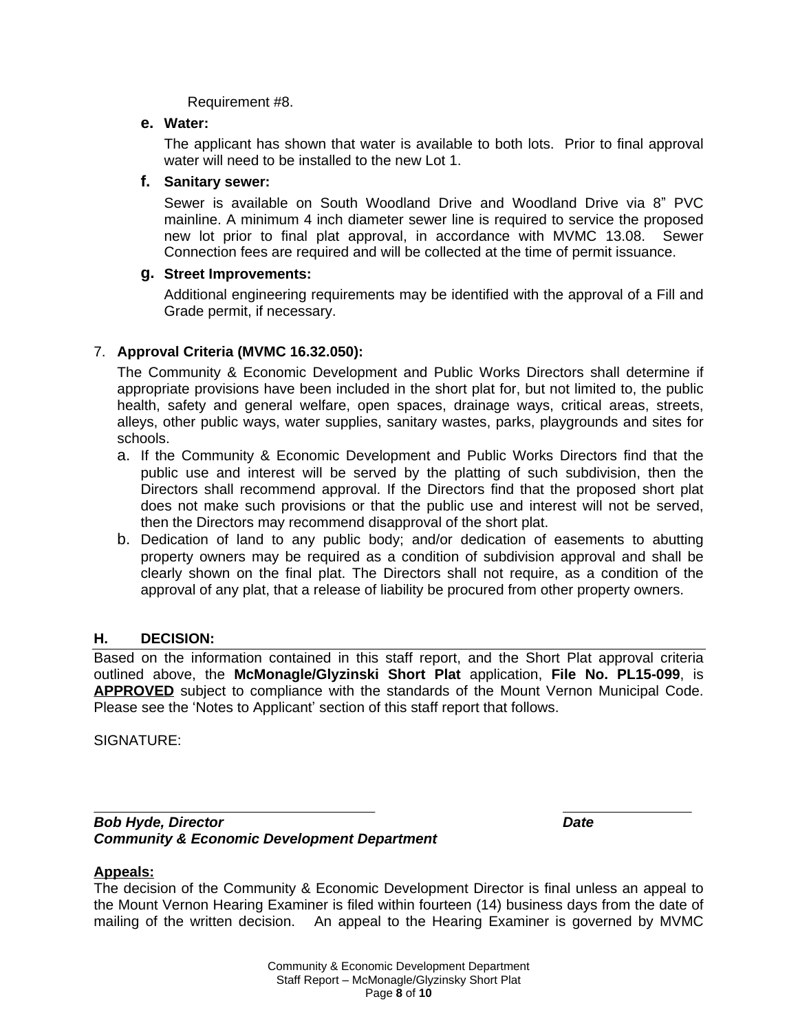Requirement #8.

e. **Water:**

The applicant has shown that water is available to both lots. Prior to final approval water will need to be installed to the new Lot 1.

f. **Sanitary sewer:**

Sewer is available on South Woodland Drive and Woodland Drive via 8" PVC mainline. A minimum 4 inch diameter sewer line is required to service the proposed new lot prior to final plat approval, in accordance with MVMC 13.08. Sewer Connection fees are required and will be collected at the time of permit issuance.

g. **Street Improvements:**

Additional engineering requirements may be identified with the approval of a Fill and Grade permit, if necessary.

7. **Approval Criteria (MVMC 16.32.050):**

The Community & Economic Development and Public Works Directors shall determine if appropriate provisions have been included in the short plat for, but not limited to, the public health, safety and general welfare, open spaces, drainage ways, critical areas, streets, alleys, other public ways, water supplies, sanitary wastes, parks, playgrounds and sites for schools.

a. If the Community & Economic Development and Public Works Directors find that the public use and interest will be served by the platting of such subdivision, then the Directors shall recommend approval. If the Directors find that the proposed short plat does not make such provisions or that the public use and interest will not be served, then the Directors may recommend disapproval of the short plat.

b. Dedication of land to any public body; and/or dedication of easements to abutting property owners may be required as a condition of subdivision approval and shall be clearly shown on the final plat. The Directors shall not require, as a condition of the approval of any plat, that a release of liability be procured from other property owners.

## H. DECISION:

Based on the information contained in this staff report, and the Short Plat approval criteria outlined above, the **McMonagle/Glyzinski Short Plat** application, **File No. PL15-099**, is **APPROVED** subject to compliance with the standards of the Mount Vernon Municipal Code. Please see the 'Notes to Applicant' section of this staff report that follows.

SIGNATURE:

_________________________________ _______________

***Bob Hyde, Director*** ***Date***

***Community & Economic Development Department***

**Appeals:**

The decision of the Community & Economic Development Director is final unless an appeal to the Mount Vernon Hearing Examiner is filed within fourteen (14) business days from the date of mailing of the written decision. An appeal to the Hearing Examiner is governed by MVMC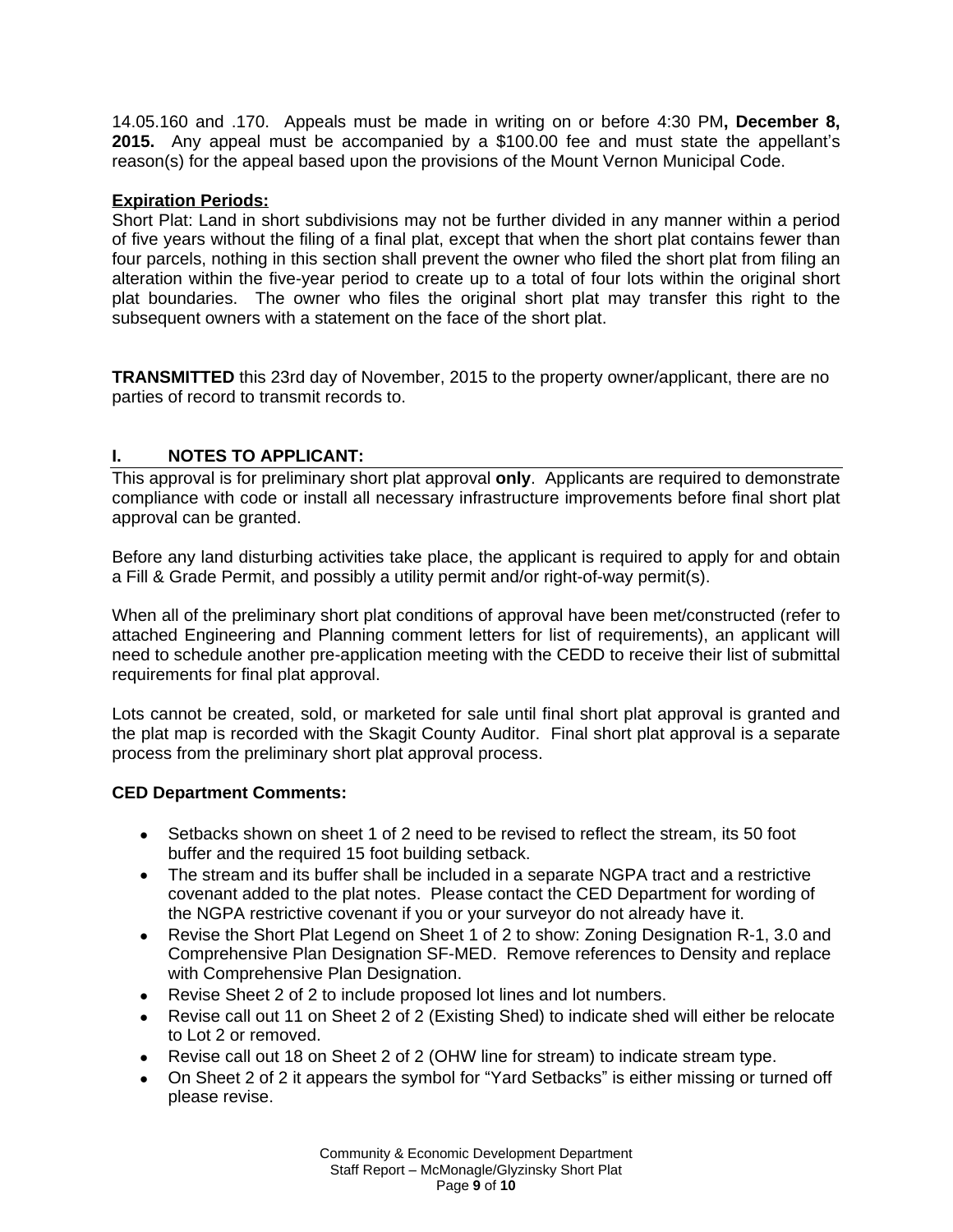14.05.160 and .170. Appeals must be made in writing on or before 4:30 PM**, December 8, 2015.** Any appeal must be accompanied by a $100.00 fee and must state the appellant's reason(s) for the appeal based upon the provisions of the Mount Vernon Municipal Code.

**Expiration Periods:**

Short Plat: Land in short subdivisions may not be further divided in any manner within a period of five years without the filing of a final plat, except that when the short plat contains fewer than four parcels, nothing in this section shall prevent the owner who filed the short plat from filing an alteration within the five-year period to create up to a total of four lots within the original short plat boundaries. The owner who files the original short plat may transfer this right to the subsequent owners with a statement on the face of the short plat.

**TRANSMITTED** this 23rd day of November, 2015 to the property owner/applicant, there are no parties of record to transmit records to.

## I. NOTES TO APPLICANT:

This approval is for preliminary short plat approval **only**. Applicants are required to demonstrate compliance with code or install all necessary infrastructure improvements before final short plat approval can be granted.

Before any land disturbing activities take place, the applicant is required to apply for and obtain a Fill & Grade Permit, and possibly a utility permit and/or right-of-way permit(s).

When all of the preliminary short plat conditions of approval have been met/constructed (refer to attached Engineering and Planning comment letters for list of requirements), an applicant will need to schedule another pre-application meeting with the CEDD to receive their list of submittal requirements for final plat approval.

Lots cannot be created, sold, or marketed for sale until final short plat approval is granted and the plat map is recorded with the Skagit County Auditor. Final short plat approval is a separate process from the preliminary short plat approval process.

**CED Department Comments:**

- Setbacks shown on sheet 1 of 2 need to be revised to reflect the stream, its 50 foot buffer and the required 15 foot building setback.
- The stream and its buffer shall be included in a separate NGPA tract and a restrictive covenant added to the plat notes. Please contact the CED Department for wording of the NGPA restrictive covenant if you or your surveyor do not already have it.
- Revise the Short Plat Legend on Sheet 1 of 2 to show: Zoning Designation R-1, 3.0 and Comprehensive Plan Designation SF-MED. Remove references to Density and replace with Comprehensive Plan Designation.
- Revise Sheet 2 of 2 to include proposed lot lines and lot numbers.
- Revise call out 11 on Sheet 2 of 2 (Existing Shed) to indicate shed will either be relocate to Lot 2 or removed.
- Revise call out 18 on Sheet 2 of 2 (OHW line for stream) to indicate stream type.
- On Sheet 2 of 2 it appears the symbol for "Yard Setbacks" is either missing or turned off please revise.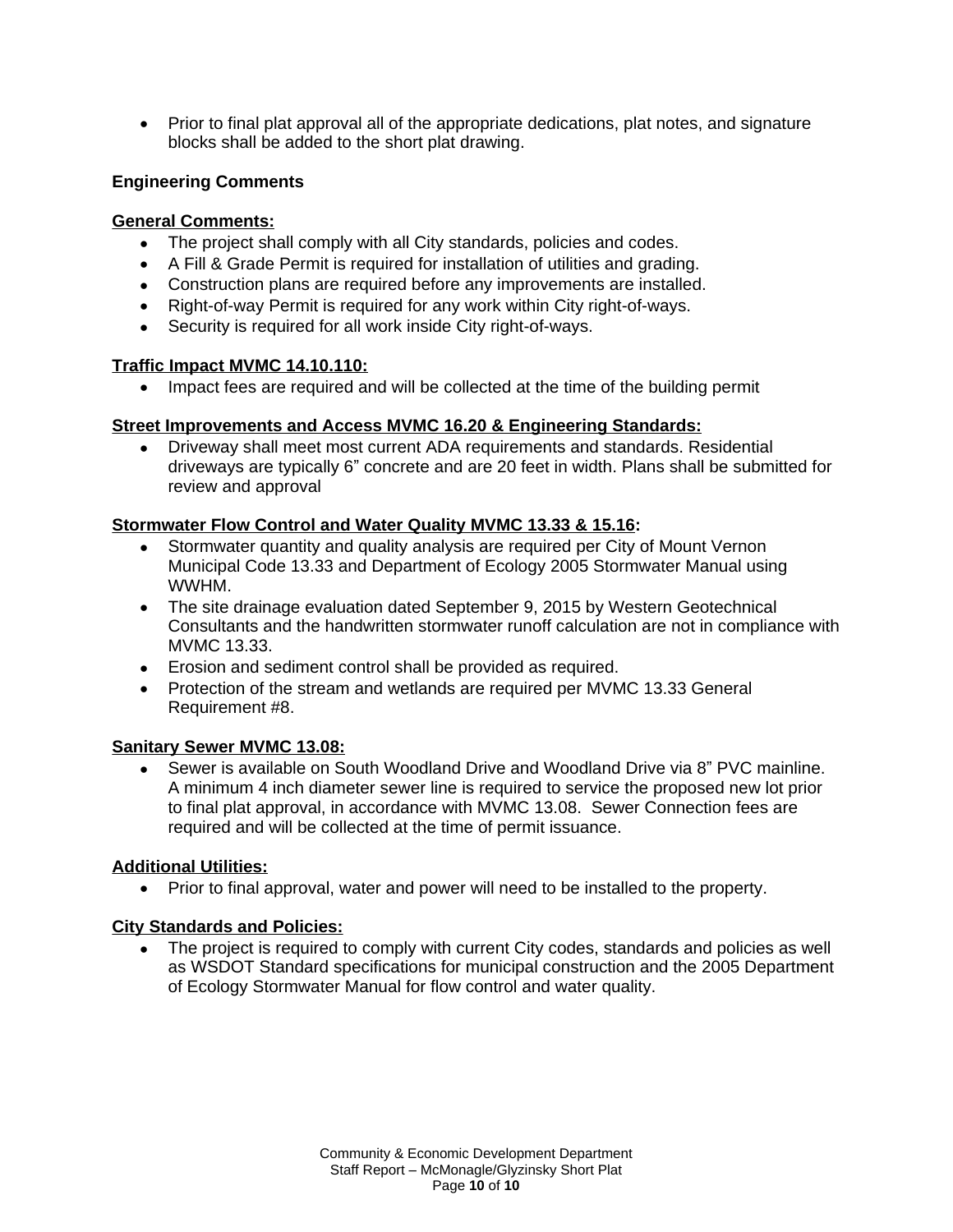- Prior to final plat approval all of the appropriate dedications, plat notes, and signature blocks shall be added to the short plat drawing.

### Engineering Comments

**General Comments:**

- The project shall comply with all City standards, policies and codes.
- A Fill & Grade Permit is required for installation of utilities and grading.
- Construction plans are required before any improvements are installed.
- Right-of-way Permit is required for any work within City right-of-ways.
- Security is required for all work inside City right-of-ways.

**Traffic Impact MVMC 14.10.110:**

- Impact fees are required and will be collected at the time of the building permit

**Street Improvements and Access MVMC 16.20 & Engineering Standards:**

- Driveway shall meet most current ADA requirements and standards. Residential driveways are typically 6" concrete and are 20 feet in width. Plans shall be submitted for review and approval

**Stormwater Flow Control and Water Quality MVMC 13.33 & 15.16:**

- Stormwater quantity and quality analysis are required per City of Mount Vernon Municipal Code 13.33 and Department of Ecology 2005 Stormwater Manual using WWHM.
- The site drainage evaluation dated September 9, 2015 by Western Geotechnical Consultants and the handwritten stormwater runoff calculation are not in compliance with MVMC 13.33.
- Erosion and sediment control shall be provided as required.
- Protection of the stream and wetlands are required per MVMC 13.33 General Requirement #8.

**Sanitary Sewer MVMC 13.08:**

- Sewer is available on South Woodland Drive and Woodland Drive via 8" PVC mainline. A minimum 4 inch diameter sewer line is required to service the proposed new lot prior to final plat approval, in accordance with MVMC 13.08. Sewer Connection fees are required and will be collected at the time of permit issuance.

**Additional Utilities:**

- Prior to final approval, water and power will need to be installed to the property.

**City Standards and Policies:**

- The project is required to comply with current City codes, standards and policies as well as WSDOT Standard specifications for municipal construction and the 2005 Department of Ecology Stormwater Manual for flow control and water quality.